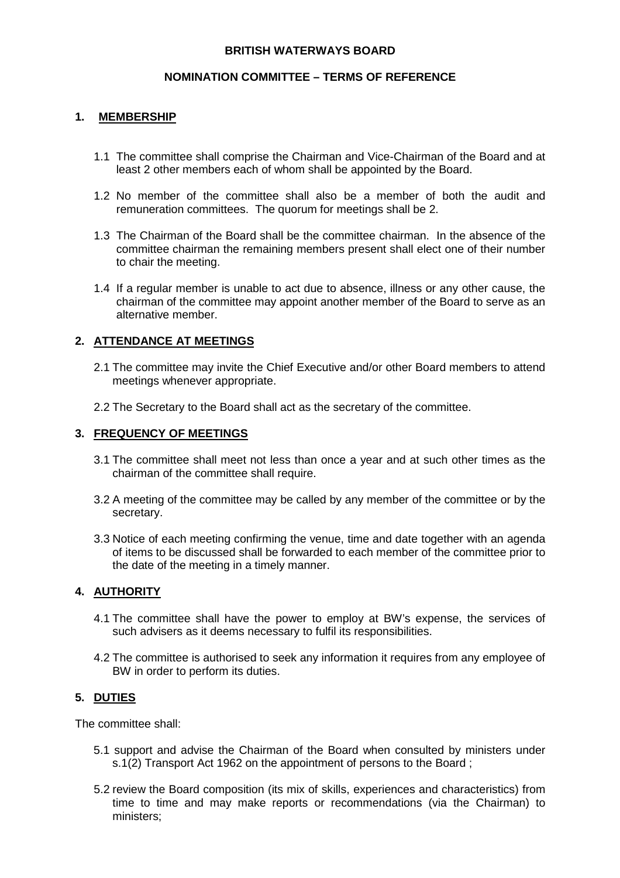# BRITISH WATERWAYS BOARD

## NOMINATION COMMITTEE – TERMS OF REFERENCE

### 1. MEMBERSHIP

1.1 The committee shall comprise the Chairman and Vice-Chairman of the Board and at least 2 other members each of whom shall be appointed by the Board.

1.2 No member of the committee shall also be a member of both the audit and remuneration committees. The quorum for meetings shall be 2.

1.3 The Chairman of the Board shall be the committee chairman. In the absence of the committee chairman the remaining members present shall elect one of their number to chair the meeting.

1.4 If a regular member is unable to act due to absence, illness or any other cause, the chairman of the committee may appoint another member of the Board to serve as an alternative member.

### 2. ATTENDANCE AT MEETINGS

2.1 The committee may invite the Chief Executive and/or other Board members to attend meetings whenever appropriate.

2.2 The Secretary to the Board shall act as the secretary of the committee.

### 3. FREQUENCY OF MEETINGS

3.1 The committee shall meet not less than once a year and at such other times as the chairman of the committee shall require.

3.2 A meeting of the committee may be called by any member of the committee or by the secretary.

3.3 Notice of each meeting confirming the venue, time and date together with an agenda of items to be discussed shall be forwarded to each member of the committee prior to the date of the meeting in a timely manner.

### 4. AUTHORITY

4.1 The committee shall have the power to employ at BW's expense, the services of such advisers as it deems necessary to fulfil its responsibilities.

4.2 The committee is authorised to seek any information it requires from any employee of BW in order to perform its duties.

### 5. DUTIES

The committee shall:

5.1 support and advise the Chairman of the Board when consulted by ministers under s.1(2) Transport Act 1962 on the appointment of persons to the Board ;

5.2 review the Board composition (its mix of skills, experiences and characteristics) from time to time and may make reports or recommendations (via the Chairman) to ministers;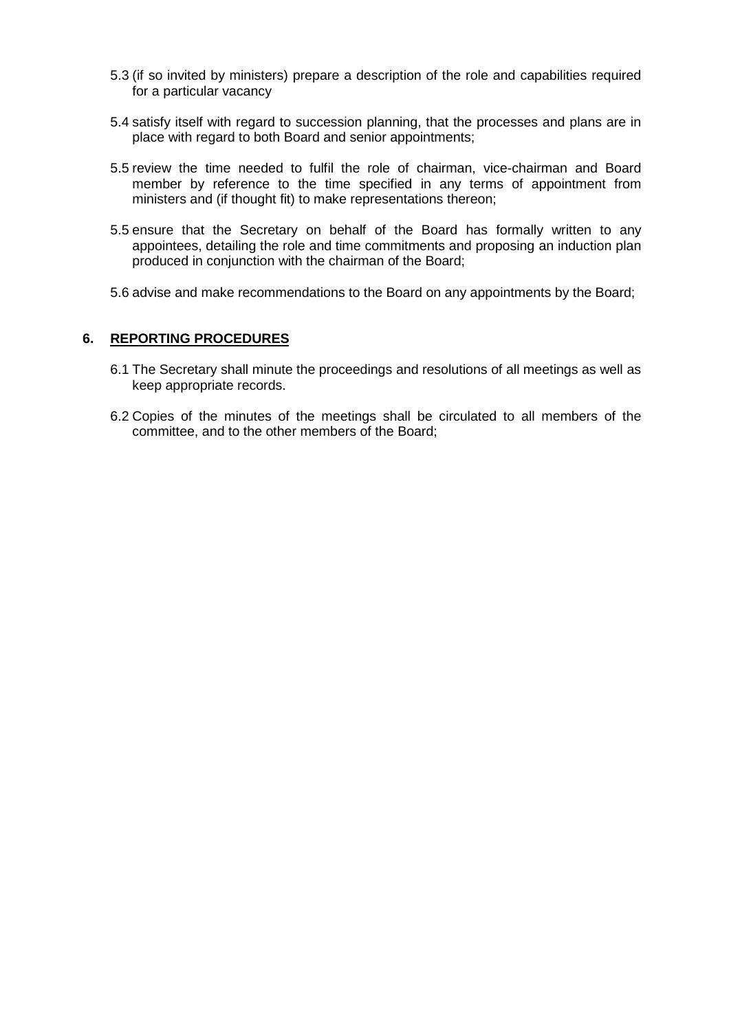5.3 (if so invited by ministers) prepare a description of the role and capabilities required for a particular vacancy

5.4 satisfy itself with regard to succession planning, that the processes and plans are in place with regard to both Board and senior appointments;

5.5 review the time needed to fulfil the role of chairman, vice-chairman and Board member by reference to the time specified in any terms of appointment from ministers and (if thought fit) to make representations thereon;

5.5 ensure that the Secretary on behalf of the Board has formally written to any appointees, detailing the role and time commitments and proposing an induction plan produced in conjunction with the chairman of the Board;

5.6 advise and make recommendations to the Board on any appointments by the Board;

## 6. <u>REPORTING PROCEDURES</u>

6.1 The Secretary shall minute the proceedings and resolutions of all meetings as well as keep appropriate records.

6.2 Copies of the minutes of the meetings shall be circulated to all members of the committee, and to the other members of the Board;